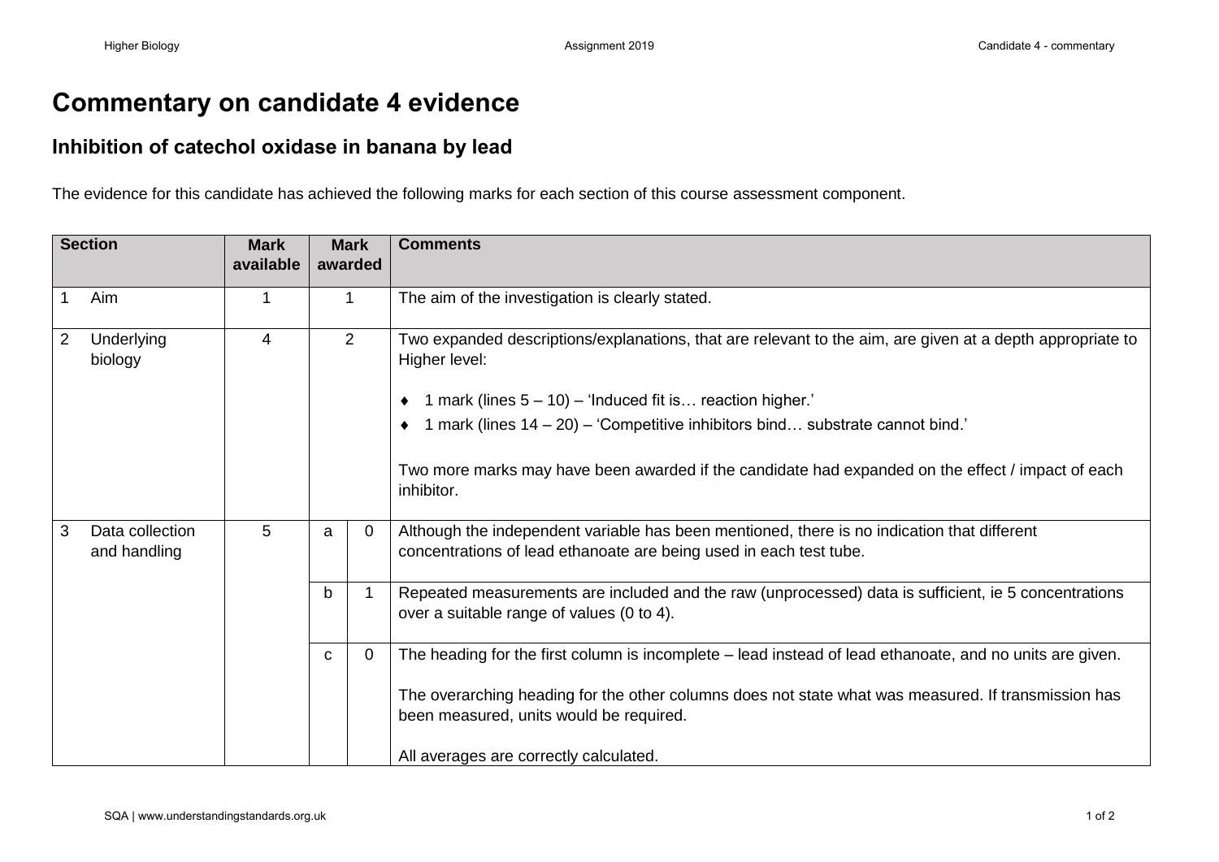# Commentary on candidate 4 evidence

## Inhibition of catechol oxidase in banana by lead

The evidence for this candidate has achieved the following marks for each section of this course assessment component.

| Section | | Mark available | Mark awarded | | Comments |
|---|---|---|---|---|---|
| 1 | Aim | 1 | 1 | | The aim of the investigation is clearly stated. |
| 2 | Underlying biology | 4 | 2 | | Two expanded descriptions/explanations, that are relevant to the aim, are given at a depth appropriate to Higher level:<br>♦ 1 mark (lines 5 – 10) – 'Induced fit is… reaction higher.'<br>♦ 1 mark (lines 14 – 20) – 'Competitive inhibitors bind… substrate cannot bind.'<br><br>Two more marks may have been awarded if the candidate had expanded on the effect / impact of each inhibitor. |
| 3 | Data collection and handling | 5 | a | 0 | Although the independent variable has been mentioned, there is no indication that different concentrations of lead ethanoate are being used in each test tube. |
| | | | b | 1 | Repeated measurements are included and the raw (unprocessed) data is sufficient, ie 5 concentrations over a suitable range of values (0 to 4). |
| | | | c | 0 | The heading for the first column is incomplete – lead instead of lead ethanoate, and no units are given.<br><br>The overarching heading for the other columns does not state what was measured. If transmission has been measured, units would be required.<br><br>All averages are correctly calculated. |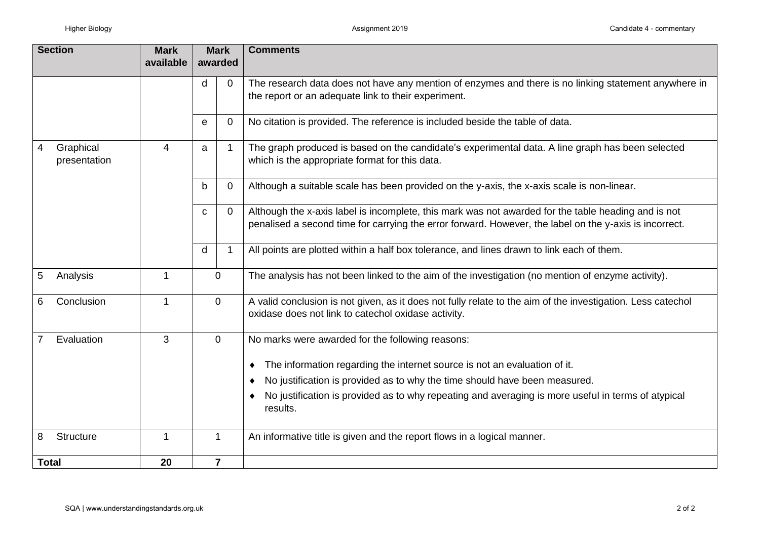| Section | Mark available | Mark awarded | | Comments |
|---|---|---|---|---|
| | | d | 0 | The research data does not have any mention of enzymes and there is no linking statement anywhere in the report or an adequate link to their experiment. |
| | | e | 0 | No citation is provided. The reference is included beside the table of data. |
| 4 Graphical presentation | 4 | a | 1 | The graph produced is based on the candidate's experimental data. A line graph has been selected which is the appropriate format for this data. |
| | | b | 0 | Although a suitable scale has been provided on the y-axis, the x-axis scale is non-linear. |
| | | c | 0 | Although the x-axis label is incomplete, this mark was not awarded for the table heading and is not penalised a second time for carrying the error forward. However, the label on the y-axis is incorrect. |
| | | d | 1 | All points are plotted within a half box tolerance, and lines drawn to link each of them. |
| 5 Analysis | 1 | 0 | | The analysis has not been linked to the aim of the investigation (no mention of enzyme activity). |
| 6 Conclusion | 1 | 0 | | A valid conclusion is not given, as it does not fully relate to the aim of the investigation. Less catechol oxidase does not link to catechol oxidase activity. |
| 7 Evaluation | 3 | 0 | | No marks were awarded for the following reasons:<br>♦ The information regarding the internet source is not an evaluation of it.<br>♦ No justification is provided as to why the time should have been measured.<br>♦ No justification is provided as to why repeating and averaging is more useful in terms of atypical results. |
| 8 Structure | 1 | 1 | | An informative title is given and the report flows in a logical manner. |
| **Total** | **20** | **7** | | |